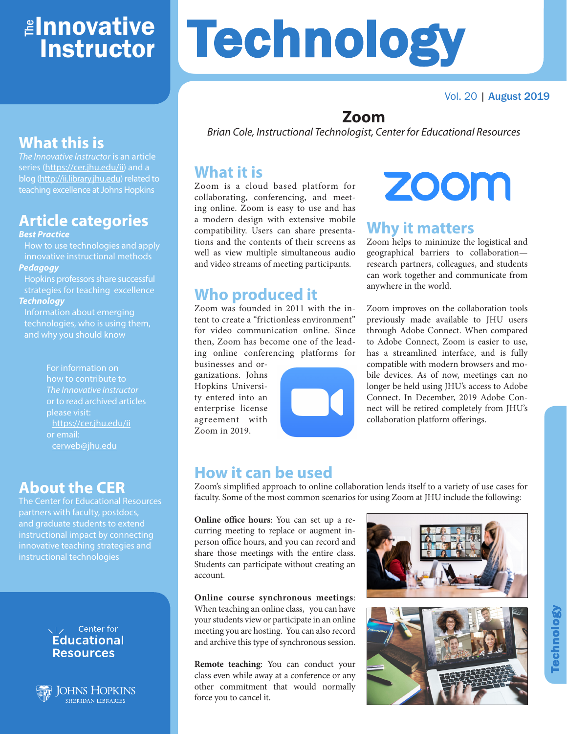# The Innovative Instructor

# Technology

Vol. 20 | August 2019

## Zoom

*Brian Cole, Instructional Technologist, Center for Educational Resources*

### What it is

Zoom is a cloud based platform for collaborating, conferencing, and meeting online. Zoom is easy to use and has a modern design with extensive mobile compatibility. Users can share presentations and the contents of their screens as well as view multiple simultaneous audio and video streams of meeting participants.

### Who produced it

Zoom was founded in 2011 with the intent to create a “frictionless environment” for video communication online. Since then, Zoom has become one of the leading online conferencing platforms for businesses and organizations. Johns Hopkins University entered into an enterprise license agreement with Zoom in 2019.

### Why it matters

Zoom helps to minimize the logistical and geographical barriers to collaboration—research partners, colleagues, and students can work together and communicate from anywhere in the world.

Zoom improves on the collaboration tools previously made available to JHU users through Adobe Connect. When compared to Adobe Connect, Zoom is easier to use, has a streamlined interface, and is fully compatible with modern browsers and mobile devices. As of now, meetings can no longer be held using JHU’s access to Adobe Connect. In December, 2019 Adobe Connect will be retired completely from JHU’s collaboration platform offerings.

### How it can be used

Zoom’s simplified approach to online collaboration lends itself to a variety of use cases for faculty. Some of the most common scenarios for using Zoom at JHU include the following:

**Online office hours**: You can set up a recurring meeting to replace or augment in-person office hours, and you can record and share those meetings with the entire class. Students can participate without creating an account.

**Online course synchronous meetings**: When teaching an online class, you can have your students view or participate in an online meeting you are hosting. You can also record and archive this type of synchronous session.

**Remote teaching**: You can conduct your class even while away at a conference or any other commitment that would normally force you to cancel it.

## What this is

*The Innovative Instructor* is an article series (https://cer.jhu.edu/ii) and a blog (http://ii.library.jhu.edu) related to teaching excellence at Johns Hopkins

## Article categories

***Best Practice***
How to use technologies and apply innovative instructional methods

***Pedagogy***
Hopkins professors share successful strategies for teaching excellence

***Technology***
Information about emerging technologies, who is using them, and why you should know

For information on how to contribute to *The Innovative Instructor* or to read archived articles please visit: https://cer.jhu.edu/ii or email: cerweb@jhu.edu

## About the CER

The Center for Educational Resources partners with faculty, postdocs, and graduate students to extend instructional impact by connecting innovative teaching strategies and instructional technologies

Center for Educational Resources

Johns Hopkins Sheridan Libraries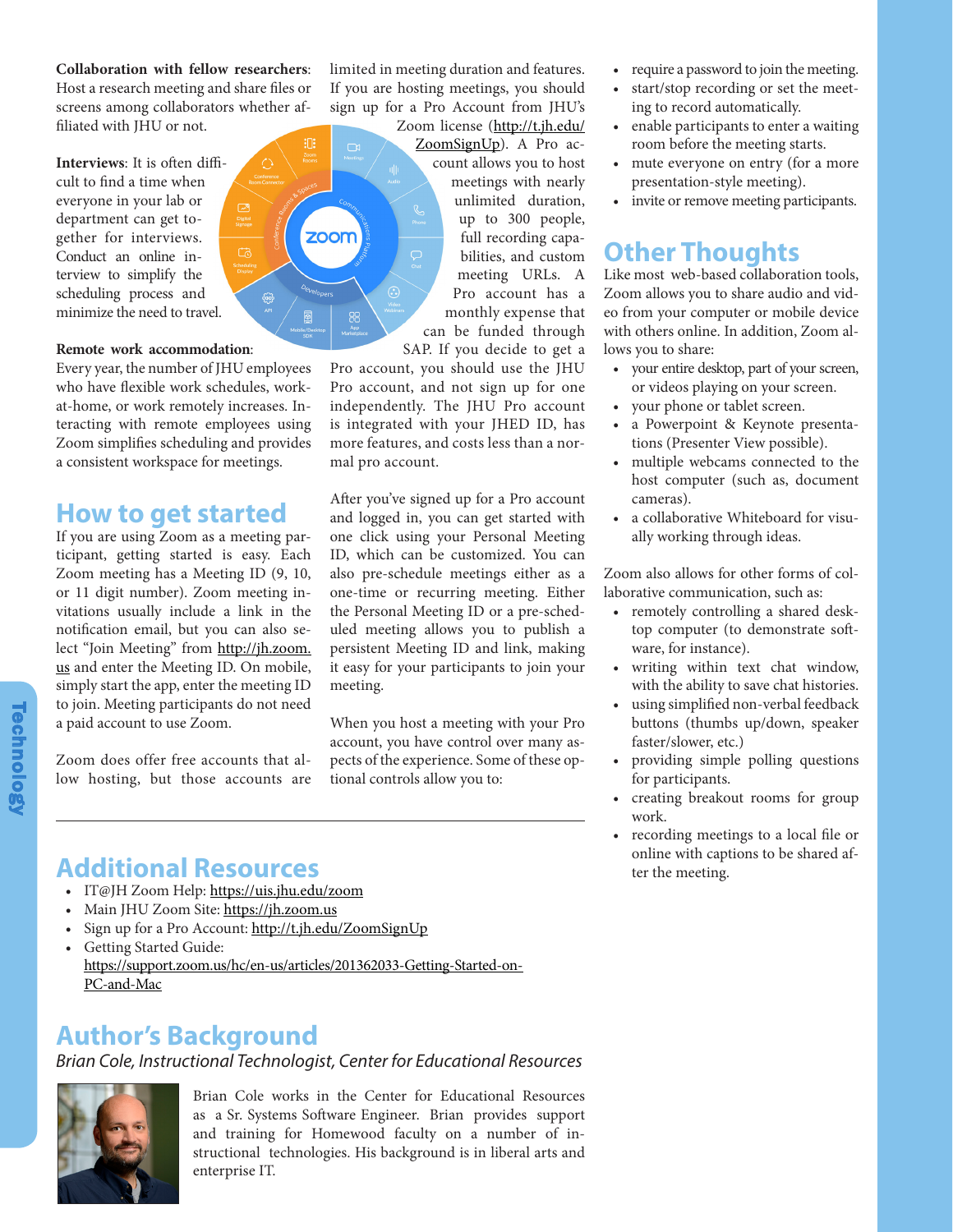**Collaboration with fellow researchers**: Host a research meeting and share files or screens among collaborators whether affiliated with JHU or not.

**Interviews**: It is often difficult to find a time when everyone in your lab or department can get together for interviews. Conduct an online interview to simplify the scheduling process and minimize the need to travel.

**Remote work accommodation**: Every year, the number of JHU employees who have flexible work schedules, work-at-home, or work remotely increases. Interacting with remote employees using Zoom simplifies scheduling and provides a consistent workspace for meetings.

## How to get started

If you are using Zoom as a meeting participant, getting started is easy. Each Zoom meeting has a Meeting ID (9, 10, or 11 digit number). Zoom meeting invitations usually include a link in the notification email, but you can also select "Join Meeting" from http://jh.zoom.us and enter the Meeting ID. On mobile, simply start the app, enter the meeting ID to join. Meeting participants do not need a paid account to use Zoom.

Zoom does offer free accounts that allow hosting, but those accounts are limited in meeting duration and features. If you are hosting meetings, you should sign up for a Pro Account from JHU's Zoom license (http://t.jh.edu/ZoomSignUp). A Pro account allows you to host meetings with nearly unlimited duration, up to 300 people, full recording capabilities, and custom meeting URLs. A Pro account has a monthly expense that can be funded through SAP. If you decide to get a Pro account, you should use the JHU Pro account, and not sign up for one independently. The JHU Pro account is integrated with your JHED ID, has more features, and costs less than a normal pro account.

After you've signed up for a Pro account and logged in, you can get started with one click using your Personal Meeting ID, which can be customized. You can also pre-schedule meetings either as a one-time or recurring meeting. Either the Personal Meeting ID or a pre-scheduled meeting allows you to publish a persistent Meeting ID and link, making it easy for your participants to join your meeting.

When you host a meeting with your Pro account, you have control over many aspects of the experience. Some of these optional controls allow you to:

- require a password to join the meeting.
- start/stop recording or set the meeting to record automatically.
- enable participants to enter a waiting room before the meeting starts.
- mute everyone on entry (for a more presentation-style meeting).
- invite or remove meeting participants.

## Other Thoughts

Like most web-based collaboration tools, Zoom allows you to share audio and video from your computer or mobile device with others online. In addition, Zoom allows you to share:

- your entire desktop, part of your screen, or videos playing on your screen.
- your phone or tablet screen.
- a Powerpoint & Keynote presentations (Presenter View possible).
- multiple webcams connected to the host computer (such as, document cameras).
- a collaborative Whiteboard for visually working through ideas.

Zoom also allows for other forms of collaborative communication, such as:

- remotely controlling a shared desktop computer (to demonstrate software, for instance).
- writing within text chat window, with the ability to save chat histories.
- using simplified non-verbal feedback buttons (thumbs up/down, speaker faster/slower, etc.)
- providing simple polling questions for participants.
- creating breakout rooms for group work.
- recording meetings to a local file or online with captions to be shared after the meeting.

## Additional Resources

- IT@JH Zoom Help: https://uis.jhu.edu/zoom
- Main JHU Zoom Site: https://jh.zoom.us
- Sign up for a Pro Account: http://t.jh.edu/ZoomSignUp
- Getting Started Guide: https://support.zoom.us/hc/en-us/articles/201362033-Getting-Started-on-PC-and-Mac

## Author's Background

*Brian Cole, Instructional Technologist, Center for Educational Resources*

Brian Cole works in the Center for Educational Resources as a Sr. Systems Software Engineer. Brian provides support and training for Homewood faculty on a number of instructional technologies. His background is in liberal arts and enterprise IT.